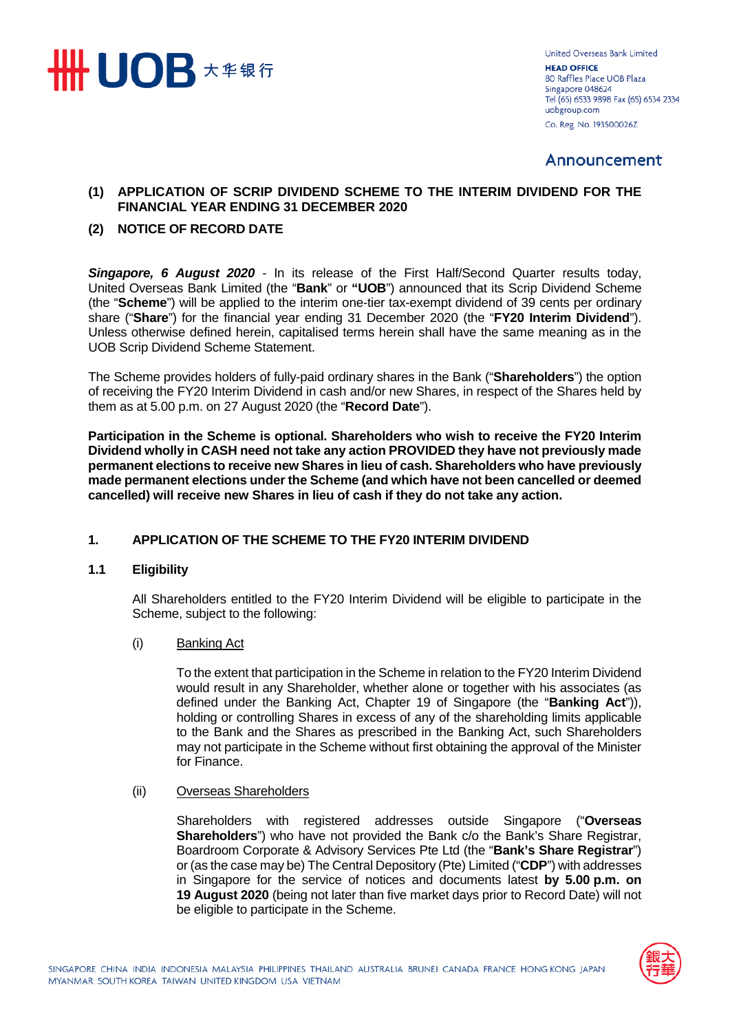United Overseas Bank Limited
**HEAD OFFICE**
80 Raffles Place UOB Plaza
Singapore 048624
Tel (65) 6533 9898 Fax (65) 6534 2334
uobgroup.com
Co. Reg. No. 193500026Z

**Announcement**

## (1) APPLICATION OF SCRIP DIVIDEND SCHEME TO THE INTERIM DIVIDEND FOR THE FINANCIAL YEAR ENDING 31 DECEMBER 2020

## (2) NOTICE OF RECORD DATE

***Singapore, 6 August 2020*** - In its release of the First Half/Second Quarter results today, United Overseas Bank Limited (the "**Bank**" or **"UOB"**) announced that its Scrip Dividend Scheme (the "**Scheme**") will be applied to the interim one-tier tax-exempt dividend of 39 cents per ordinary share ("**Share**") for the financial year ending 31 December 2020 (the "**FY20 Interim Dividend**"). Unless otherwise defined herein, capitalised terms herein shall have the same meaning as in the UOB Scrip Dividend Scheme Statement.

The Scheme provides holders of fully-paid ordinary shares in the Bank ("**Shareholders**") the option of receiving the FY20 Interim Dividend in cash and/or new Shares, in respect of the Shares held by them as at 5.00 p.m. on 27 August 2020 (the "**Record Date**").

**Participation in the Scheme is optional. Shareholders who wish to receive the FY20 Interim Dividend wholly in CASH need not take any action PROVIDED they have not previously made permanent elections to receive new Shares in lieu of cash. Shareholders who have previously made permanent elections under the Scheme (and which have not been cancelled or deemed cancelled) will receive new Shares in lieu of cash if they do not take any action.**

### 1. APPLICATION OF THE SCHEME TO THE FY20 INTERIM DIVIDEND

#### 1.1 Eligibility

All Shareholders entitled to the FY20 Interim Dividend will be eligible to participate in the Scheme, subject to the following:

(i) Banking Act

To the extent that participation in the Scheme in relation to the FY20 Interim Dividend would result in any Shareholder, whether alone or together with his associates (as defined under the Banking Act, Chapter 19 of Singapore (the "**Banking Act**")), holding or controlling Shares in excess of any of the shareholding limits applicable to the Bank and the Shares as prescribed in the Banking Act, such Shareholders may not participate in the Scheme without first obtaining the approval of the Minister for Finance.

(ii) Overseas Shareholders

Shareholders with registered addresses outside Singapore ("**Overseas Shareholders**") who have not provided the Bank c/o the Bank's Share Registrar, Boardroom Corporate & Advisory Services Pte Ltd (the "**Bank's Share Registrar**") or (as the case may be) The Central Depository (Pte) Limited ("**CDP**") with addresses in Singapore for the service of notices and documents latest **by 5.00 p.m. on 19 August 2020** (being not later than five market days prior to Record Date) will not be eligible to participate in the Scheme.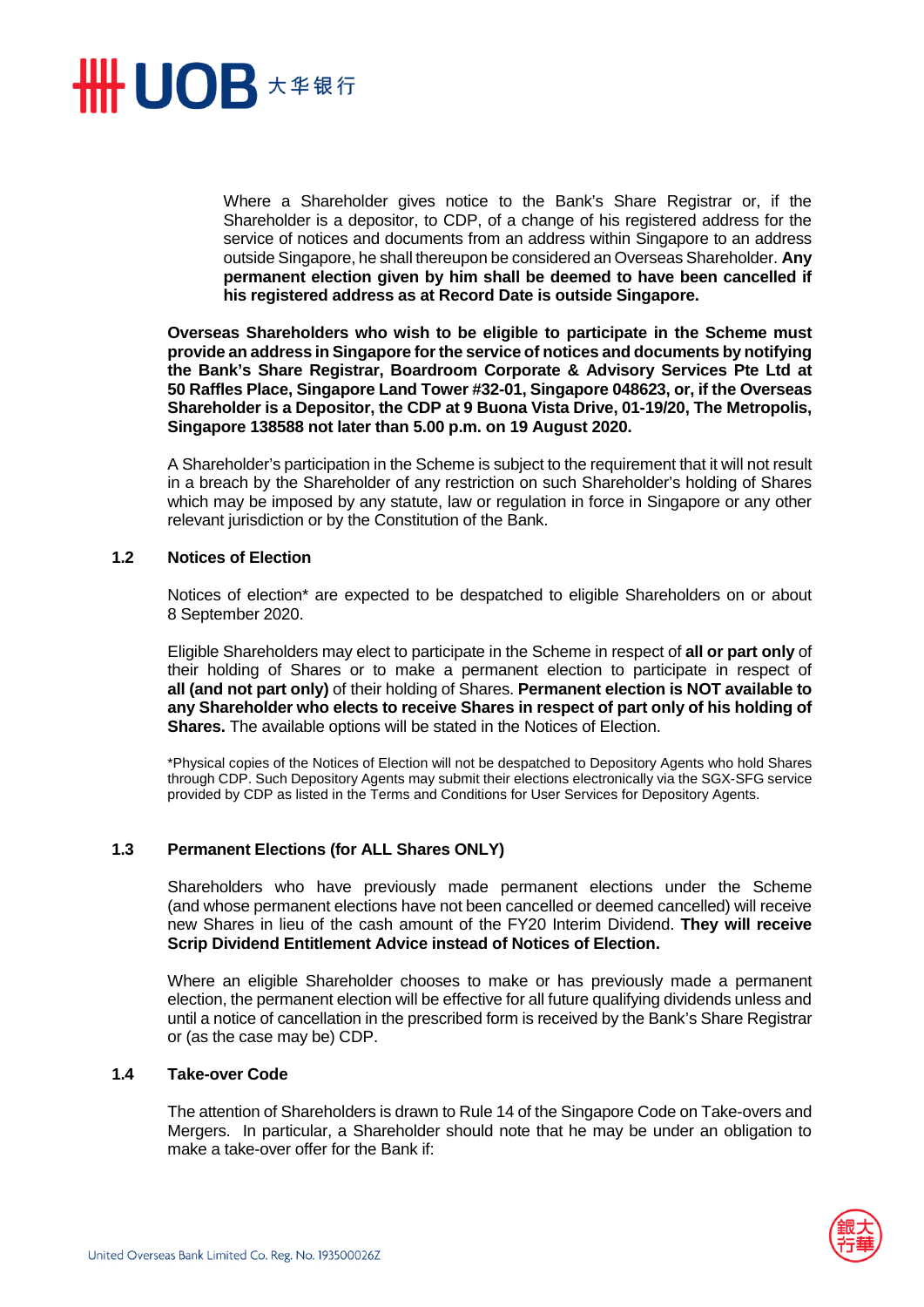Where a Shareholder gives notice to the Bank's Share Registrar or, if the Shareholder is a depositor, to CDP, of a change of his registered address for the service of notices and documents from an address within Singapore to an address outside Singapore, he shall thereupon be considered an Overseas Shareholder. **Any permanent election given by him shall be deemed to have been cancelled if his registered address as at Record Date is outside Singapore.**

**Overseas Shareholders who wish to be eligible to participate in the Scheme must provide an address in Singapore for the service of notices and documents by notifying the Bank's Share Registrar, Boardroom Corporate & Advisory Services Pte Ltd at 50 Raffles Place, Singapore Land Tower #32-01, Singapore 048623, or, if the Overseas Shareholder is a Depositor, the CDP at 9 Buona Vista Drive, 01-19/20, The Metropolis, Singapore 138588 not later than 5.00 p.m. on 19 August 2020.**

A Shareholder's participation in the Scheme is subject to the requirement that it will not result in a breach by the Shareholder of any restriction on such Shareholder's holding of Shares which may be imposed by any statute, law or regulation in force in Singapore or any other relevant jurisdiction or by the Constitution of the Bank.

### 1.2 Notices of Election

Notices of election* are expected to be despatched to eligible Shareholders on or about 8 September 2020.

Eligible Shareholders may elect to participate in the Scheme in respect of **all or part only** of their holding of Shares or to make a permanent election to participate in respect of **all (and not part only)** of their holding of Shares. **Permanent election is NOT available to any Shareholder who elects to receive Shares in respect of part only of his holding of Shares.** The available options will be stated in the Notices of Election.

*Physical copies of the Notices of Election will not be despatched to Depository Agents who hold Shares through CDP. Such Depository Agents may submit their elections electronically via the SGX-SFG service provided by CDP as listed in the Terms and Conditions for User Services for Depository Agents.

### 1.3 Permanent Elections (for ALL Shares ONLY)

Shareholders who have previously made permanent elections under the Scheme (and whose permanent elections have not been cancelled or deemed cancelled) will receive new Shares in lieu of the cash amount of the FY20 Interim Dividend. **They will receive Scrip Dividend Entitlement Advice instead of Notices of Election.**

Where an eligible Shareholder chooses to make or has previously made a permanent election, the permanent election will be effective for all future qualifying dividends unless and until a notice of cancellation in the prescribed form is received by the Bank's Share Registrar or (as the case may be) CDP.

### 1.4 Take-over Code

The attention of Shareholders is drawn to Rule 14 of the Singapore Code on Take-overs and Mergers. In particular, a Shareholder should note that he may be under an obligation to make a take-over offer for the Bank if: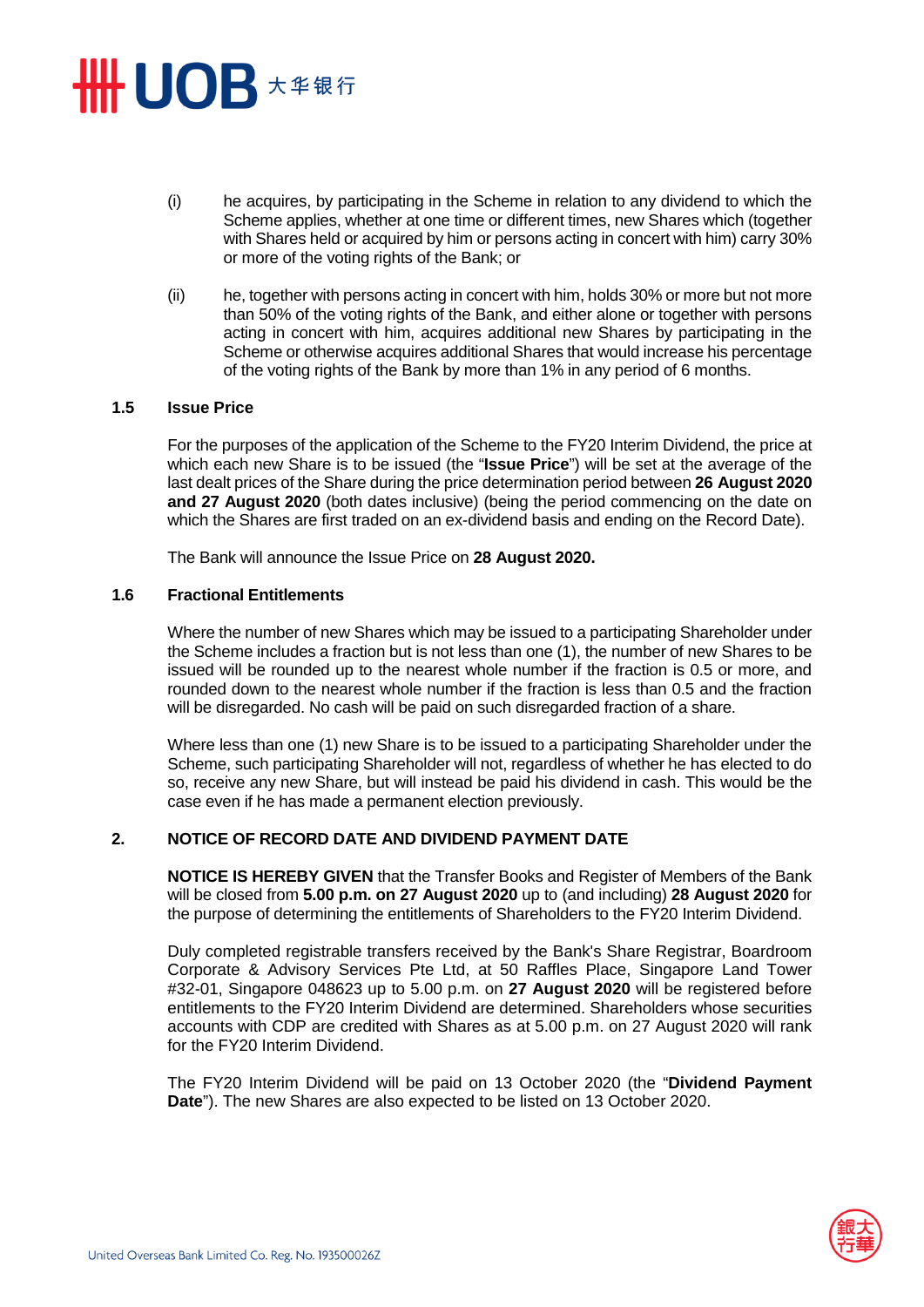(i) he acquires, by participating in the Scheme in relation to any dividend to which the Scheme applies, whether at one time or different times, new Shares which (together with Shares held or acquired by him or persons acting in concert with him) carry 30% or more of the voting rights of the Bank; or

(ii) he, together with persons acting in concert with him, holds 30% or more but not more than 50% of the voting rights of the Bank, and either alone or together with persons acting in concert with him, acquires additional new Shares by participating in the Scheme or otherwise acquires additional Shares that would increase his percentage of the voting rights of the Bank by more than 1% in any period of 6 months.

### 1.5 Issue Price

For the purposes of the application of the Scheme to the FY20 Interim Dividend, the price at which each new Share is to be issued (the "**Issue Price**") will be set at the average of the last dealt prices of the Share during the price determination period between **26 August 2020 and 27 August 2020** (both dates inclusive) (being the period commencing on the date on which the Shares are first traded on an ex-dividend basis and ending on the Record Date).

The Bank will announce the Issue Price on **28 August 2020.**

### 1.6 Fractional Entitlements

Where the number of new Shares which may be issued to a participating Shareholder under the Scheme includes a fraction but is not less than one (1), the number of new Shares to be issued will be rounded up to the nearest whole number if the fraction is 0.5 or more, and rounded down to the nearest whole number if the fraction is less than 0.5 and the fraction will be disregarded. No cash will be paid on such disregarded fraction of a share.

Where less than one (1) new Share is to be issued to a participating Shareholder under the Scheme, such participating Shareholder will not, regardless of whether he has elected to do so, receive any new Share, but will instead be paid his dividend in cash. This would be the case even if he has made a permanent election previously.

## 2. NOTICE OF RECORD DATE AND DIVIDEND PAYMENT DATE

**NOTICE IS HEREBY GIVEN** that the Transfer Books and Register of Members of the Bank will be closed from **5.00 p.m. on 27 August 2020** up to (and including) **28 August 2020** for the purpose of determining the entitlements of Shareholders to the FY20 Interim Dividend.

Duly completed registrable transfers received by the Bank's Share Registrar, Boardroom Corporate & Advisory Services Pte Ltd, at 50 Raffles Place, Singapore Land Tower #32-01, Singapore 048623 up to 5.00 p.m. on **27 August 2020** will be registered before entitlements to the FY20 Interim Dividend are determined. Shareholders whose securities accounts with CDP are credited with Shares as at 5.00 p.m. on 27 August 2020 will rank for the FY20 Interim Dividend.

The FY20 Interim Dividend will be paid on 13 October 2020 (the "**Dividend Payment Date**"). The new Shares are also expected to be listed on 13 October 2020.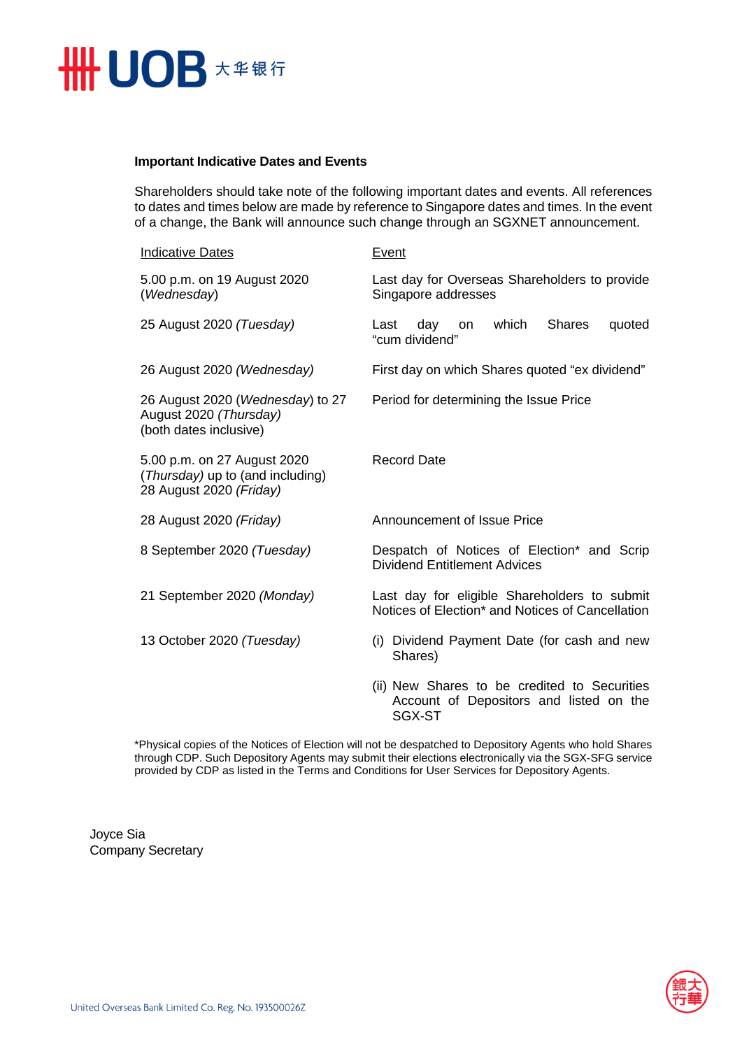**Important Indicative Dates and Events**

Shareholders should take note of the following important dates and events. All references to dates and times below are made by reference to Singapore dates and times. In the event of a change, the Bank will announce such change through an SGXNET announcement.

| Indicative Dates | Event |
|---|---|
| 5.00 p.m. on 19 August 2020 (*Wednesday*) | Last day for Overseas Shareholders to provide Singapore addresses |
| 25 August 2020 *(Tuesday)* | Last day on which Shares quoted "cum dividend" |
| 26 August 2020 *(Wednesday)* | First day on which Shares quoted "ex dividend" |
| 26 August 2020 (*Wednesday*) to 27 August 2020 *(Thursday)* (both dates inclusive) | Period for determining the Issue Price |
| 5.00 p.m. on 27 August 2020 (*Thursday)* up to (and including) 28 August 2020 *(Friday)* | Record Date |
| 28 August 2020 *(Friday)* | Announcement of Issue Price |
| 8 September 2020 *(Tuesday)* | Despatch of Notices of Election* and Scrip Dividend Entitlement Advices |
| 21 September 2020 *(Monday)* | Last day for eligible Shareholders to submit Notices of Election* and Notices of Cancellation |
| 13 October 2020 *(Tuesday)* | (i) Dividend Payment Date (for cash and new Shares)<br>(ii) New Shares to be credited to Securities Account of Depositors and listed on the SGX-ST |

*Physical copies of the Notices of Election will not be despatched to Depository Agents who hold Shares through CDP. Such Depository Agents may submit their elections electronically via the SGX-SFG service provided by CDP as listed in the Terms and Conditions for User Services for Depository Agents.

Joyce Sia
Company Secretary